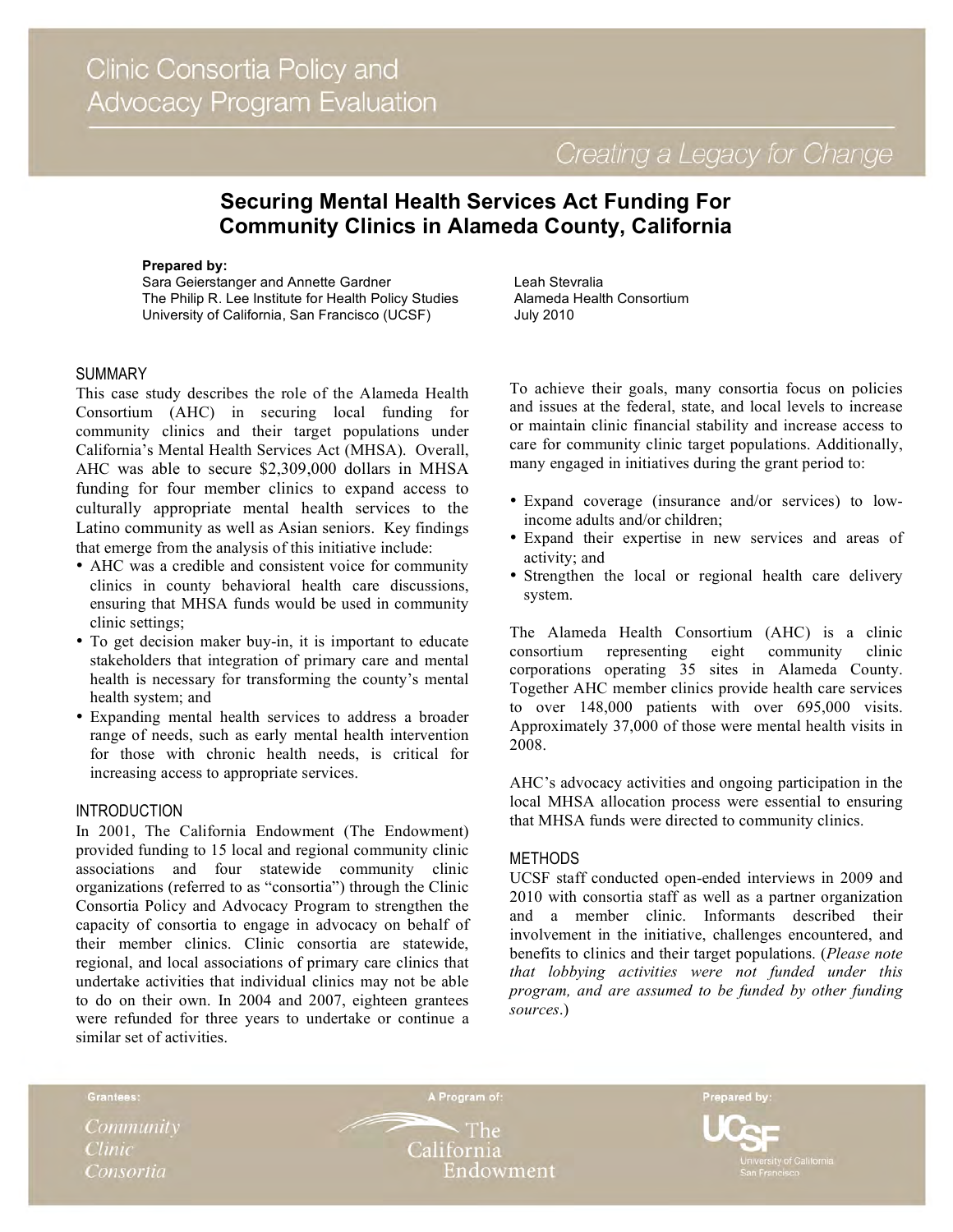Clinic Consortia Policy and Advocacy Program Evaluation

*Creating a Legacy for Change*

# Securing Mental Health Services Act Funding For Community Clinics in Alameda County, California

**Prepared by:**
Sara Geierstanger and Annette Gardner
The Philip R. Lee Institute for Health Policy Studies
University of California, San Francisco (UCSF)

Leah Stevralia
Alameda Health Consortium
July 2010

## SUMMARY

This case study describes the role of the Alameda Health Consortium (AHC) in securing local funding for community clinics and their target populations under California's Mental Health Services Act (MHSA). Overall, AHC was able to secure $2,309,000 dollars in MHSA funding for four member clinics to expand access to culturally appropriate mental health services to the Latino community as well as Asian seniors. Key findings that emerge from the analysis of this initiative include:

- AHC was a credible and consistent voice for community clinics in county behavioral health care discussions, ensuring that MHSA funds would be used in community clinic settings;
- To get decision maker buy-in, it is important to educate stakeholders that integration of primary care and mental health is necessary for transforming the county's mental health system; and
- Expanding mental health services to address a broader range of needs, such as early mental health intervention for those with chronic health needs, is critical for increasing access to appropriate services.

## INTRODUCTION

In 2001, The California Endowment (The Endowment) provided funding to 15 local and regional community clinic associations and four statewide community clinic organizations (referred to as "consortia") through the Clinic Consortia Policy and Advocacy Program to strengthen the capacity of consortia to engage in advocacy on behalf of their member clinics. Clinic consortia are statewide, regional, and local associations of primary care clinics that undertake activities that individual clinics may not be able to do on their own. In 2004 and 2007, eighteen grantees were refunded for three years to undertake or continue a similar set of activities.

To achieve their goals, many consortia focus on policies and issues at the federal, state, and local levels to increase or maintain clinic financial stability and increase access to care for community clinic target populations. Additionally, many engaged in initiatives during the grant period to:

- Expand coverage (insurance and/or services) to low-income adults and/or children;
- Expand their expertise in new services and areas of activity; and
- Strengthen the local or regional health care delivery system.

The Alameda Health Consortium (AHC) is a clinic consortium representing eight community clinic corporations operating 35 sites in Alameda County. Together AHC member clinics provide health care services to over 148,000 patients with over 695,000 visits. Approximately 37,000 of those were mental health visits in 2008.

AHC's advocacy activities and ongoing participation in the local MHSA allocation process were essential to ensuring that MHSA funds were directed to community clinics.

## METHODS

UCSF staff conducted open-ended interviews in 2009 and 2010 with consortia staff as well as a partner organization and a member clinic. Informants described their involvement in the initiative, challenges encountered, and benefits to clinics and their target populations. (*Please note that lobbying activities were not funded under this program, and are assumed to be funded by other funding sources.*)

Grantees: Community Clinic Consortia — A Program of: The California Endowment — Prepared by: UCSF University of California San Francisco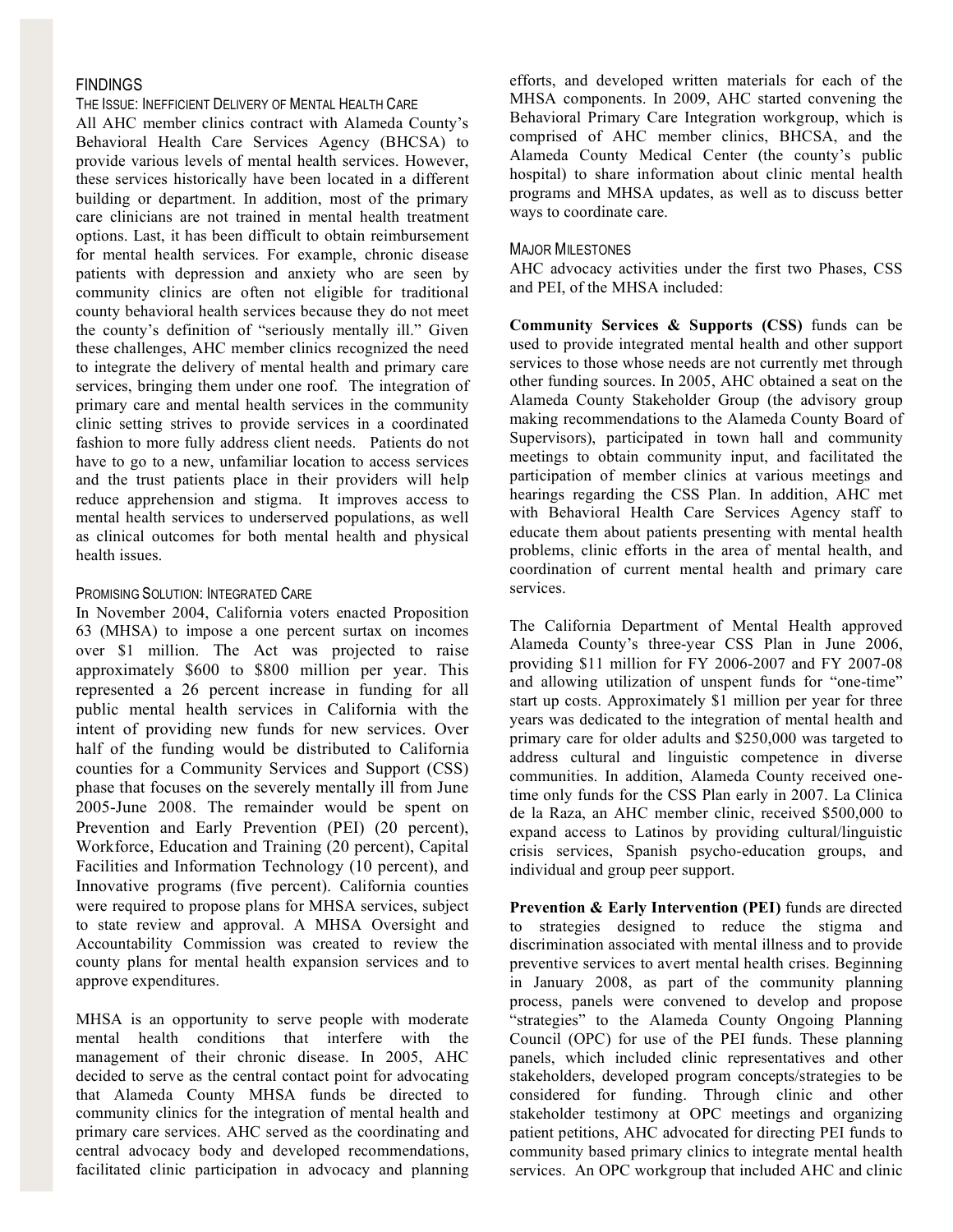## FINDINGS

### The Issue: Inefficient Delivery of Mental Health Care

All AHC member clinics contract with Alameda County's Behavioral Health Care Services Agency (BHCSA) to provide various levels of mental health services. However, these services historically have been located in a different building or department. In addition, most of the primary care clinicians are not trained in mental health treatment options. Last, it has been difficult to obtain reimbursement for mental health services. For example, chronic disease patients with depression and anxiety who are seen by community clinics are often not eligible for traditional county behavioral health services because they do not meet the county's definition of "seriously mentally ill." Given these challenges, AHC member clinics recognized the need to integrate the delivery of mental health and primary care services, bringing them under one roof. The integration of primary care and mental health services in the community clinic setting strives to provide services in a coordinated fashion to more fully address client needs. Patients do not have to go to a new, unfamiliar location to access services and the trust patients place in their providers will help reduce apprehension and stigma. It improves access to mental health services to underserved populations, as well as clinical outcomes for both mental health and physical health issues.

### Promising Solution: Integrated Care

In November 2004, California voters enacted Proposition 63 (MHSA) to impose a one percent surtax on incomes over $1 million. The Act was projected to raise approximately $600 to $800 million per year. This represented a 26 percent increase in funding for all public mental health services in California with the intent of providing new funds for new services. Over half of the funding would be distributed to California counties for a Community Services and Support (CSS) phase that focuses on the severely mentally ill from June 2005-June 2008. The remainder would be spent on Prevention and Early Prevention (PEI) (20 percent), Workforce, Education and Training (20 percent), Capital Facilities and Information Technology (10 percent), and Innovative programs (five percent). California counties were required to propose plans for MHSA services, subject to state review and approval. A MHSA Oversight and Accountability Commission was created to review the county plans for mental health expansion services and to approve expenditures.

MHSA is an opportunity to serve people with moderate mental health conditions that interfere with the management of their chronic disease. In 2005, AHC decided to serve as the central contact point for advocating that Alameda County MHSA funds be directed to community clinics for the integration of mental health and primary care services. AHC served as the coordinating and central advocacy body and developed recommendations, facilitated clinic participation in advocacy and planning efforts, and developed written materials for each of the MHSA components. In 2009, AHC started convening the Behavioral Primary Care Integration workgroup, which is comprised of AHC member clinics, BHCSA, and the Alameda County Medical Center (the county's public hospital) to share information about clinic mental health programs and MHSA updates, as well as to discuss better ways to coordinate care.

### Major Milestones

AHC advocacy activities under the first two Phases, CSS and PEI, of the MHSA included:

**Community Services & Supports (CSS)** funds can be used to provide integrated mental health and other support services to those whose needs are not currently met through other funding sources. In 2005, AHC obtained a seat on the Alameda County Stakeholder Group (the advisory group making recommendations to the Alameda County Board of Supervisors), participated in town hall and community meetings to obtain community input, and facilitated the participation of member clinics at various meetings and hearings regarding the CSS Plan. In addition, AHC met with Behavioral Health Care Services Agency staff to educate them about patients presenting with mental health problems, clinic efforts in the area of mental health, and coordination of current mental health and primary care services.

The California Department of Mental Health approved Alameda County's three-year CSS Plan in June 2006, providing $11 million for FY 2006-2007 and FY 2007-08 and allowing utilization of unspent funds for "one-time" start up costs. Approximately $1 million per year for three years was dedicated to the integration of mental health and primary care for older adults and $250,000 was targeted to address cultural and linguistic competence in diverse communities. In addition, Alameda County received one-time only funds for the CSS Plan early in 2007. La Clinica de la Raza, an AHC member clinic, received $500,000 to expand access to Latinos by providing cultural/linguistic crisis services, Spanish psycho-education groups, and individual and group peer support.

**Prevention & Early Intervention (PEI)** funds are directed to strategies designed to reduce the stigma and discrimination associated with mental illness and to provide preventive services to avert mental health crises. Beginning in January 2008, as part of the community planning process, panels were convened to develop and propose "strategies" to the Alameda County Ongoing Planning Council (OPC) for use of the PEI funds. These planning panels, which included clinic representatives and other stakeholders, developed program concepts/strategies to be considered for funding. Through clinic and other stakeholder testimony at OPC meetings and organizing patient petitions, AHC advocated for directing PEI funds to community based primary clinics to integrate mental health services. An OPC workgroup that included AHC and clinic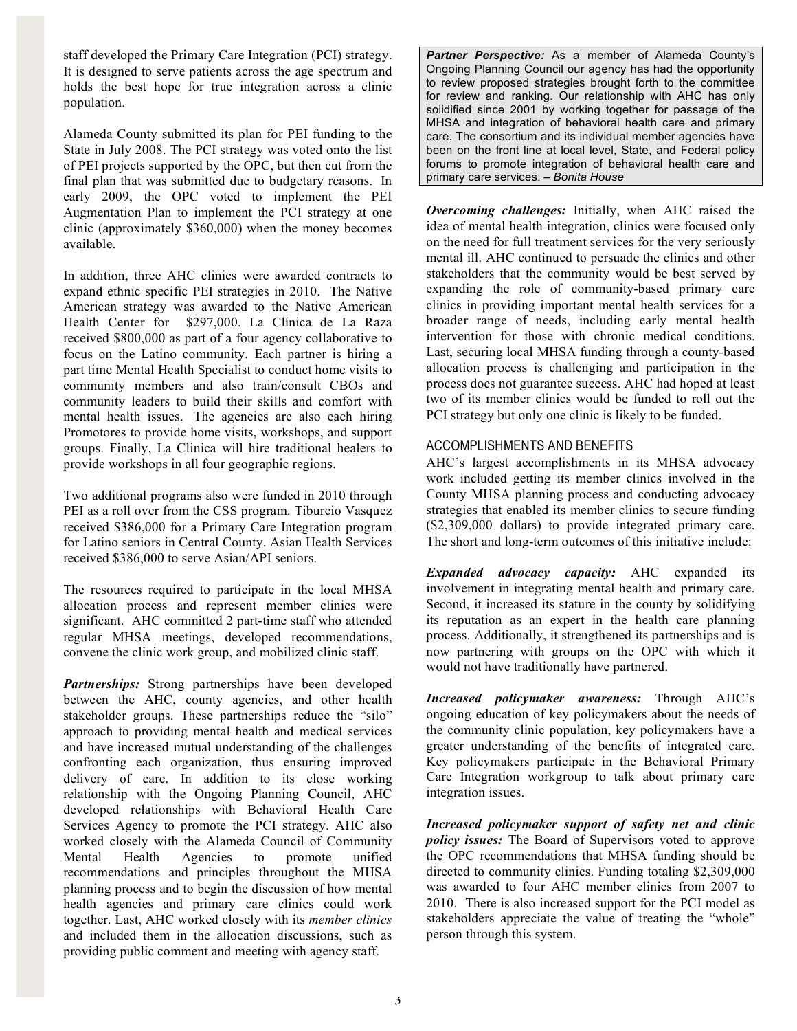staff developed the Primary Care Integration (PCI) strategy. It is designed to serve patients across the age spectrum and holds the best hope for true integration across a clinic population.

Alameda County submitted its plan for PEI funding to the State in July 2008. The PCI strategy was voted onto the list of PEI projects supported by the OPC, but then cut from the final plan that was submitted due to budgetary reasons. In early 2009, the OPC voted to implement the PEI Augmentation Plan to implement the PCI strategy at one clinic (approximately $360,000) when the money becomes available.

In addition, three AHC clinics were awarded contracts to expand ethnic specific PEI strategies in 2010. The Native American strategy was awarded to the Native American Health Center for $297,000. La Clínica de La Raza received $800,000 as part of a four agency collaborative to focus on the Latino community. Each partner is hiring a part time Mental Health Specialist to conduct home visits to community members and also train/consult CBOs and community leaders to build their skills and comfort with mental health issues. The agencies are also each hiring Promotores to provide home visits, workshops, and support groups. Finally, La Clinica will hire traditional healers to provide workshops in all four geographic regions.

Two additional programs also were funded in 2010 through PEI as a roll over from the CSS program. Tiburcio Vasquez received $386,000 for a Primary Care Integration program for Latino seniors in Central County. Asian Health Services received $386,000 to serve Asian/API seniors.

The resources required to participate in the local MHSA allocation process and represent member clinics were significant. AHC committed 2 part-time staff who attended regular MHSA meetings, developed recommendations, convene the clinic work group, and mobilized clinic staff.

***Partnerships:*** Strong partnerships have been developed between the AHC, county agencies, and other health stakeholder groups. These partnerships reduce the "silo" approach to providing mental health and medical services and have increased mutual understanding of the challenges confronting each organization, thus ensuring improved delivery of care. In addition to its close working relationship with the Ongoing Planning Council, AHC developed relationships with Behavioral Health Care Services Agency to promote the PCI strategy. AHC also worked closely with the Alameda Council of Community Mental Health Agencies to promote unified recommendations and principles throughout the MHSA planning process and to begin the discussion of how mental health agencies and primary care clinics could work together. Last, AHC worked closely with its *member clinics* and included them in the allocation discussions, such as providing public comment and meeting with agency staff.

> ***Partner Perspective:*** As a member of Alameda County's Ongoing Planning Council our agency has had the opportunity to review proposed strategies brought forth to the committee for review and ranking. Our relationship with AHC has only solidified since 2001 by working together for passage of the MHSA and integration of behavioral health care and primary care. The consortium and its individual member agencies have been on the front line at local level, State, and Federal policy forums to promote integration of behavioral health care and primary care services. – *Bonita House*

***Overcoming challenges:*** Initially, when AHC raised the idea of mental health integration, clinics were focused only on the need for full treatment services for the very seriously mental ill. AHC continued to persuade the clinics and other stakeholders that the community would be best served by expanding the role of community-based primary care clinics in providing important mental health services for a broader range of needs, including early mental health intervention for those with chronic medical conditions. Last, securing local MHSA funding through a county-based allocation process is challenging and participation in the process does not guarantee success. AHC had hoped at least two of its member clinics would be funded to roll out the PCI strategy but only one clinic is likely to be funded.

## ACCOMPLISHMENTS AND BENEFITS

AHC's largest accomplishments in its MHSA advocacy work included getting its member clinics involved in the County MHSA planning process and conducting advocacy strategies that enabled its member clinics to secure funding ($2,309,000 dollars) to provide integrated primary care. The short and long-term outcomes of this initiative include:

***Expanded advocacy capacity:*** AHC expanded its involvement in integrating mental health and primary care. Second, it increased its stature in the county by solidifying its reputation as an expert in the health care planning process. Additionally, it strengthened its partnerships and is now partnering with groups on the OPC with which it would not have traditionally have partnered.

***Increased policymaker awareness:*** Through AHC's ongoing education of key policymakers about the needs of the community clinic population, key policymakers have a greater understanding of the benefits of integrated care. Key policymakers participate in the Behavioral Primary Care Integration workgroup to talk about primary care integration issues.

***Increased policymaker support of safety net and clinic policy issues:*** The Board of Supervisors voted to approve the OPC recommendations that MHSA funding should be directed to community clinics. Funding totaling $2,309,000 was awarded to four AHC member clinics from 2007 to 2010. There is also increased support for the PCI model as stakeholders appreciate the value of treating the "whole" person through this system.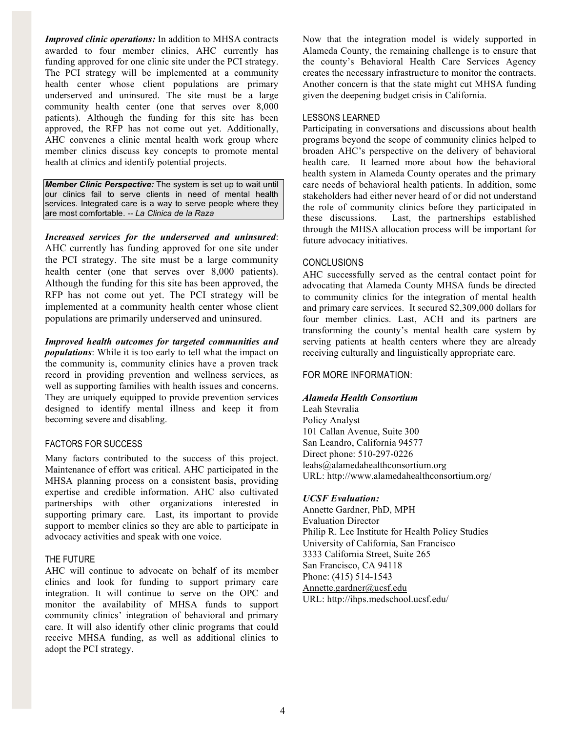***Improved clinic operations:*** In addition to MHSA contracts awarded to four member clinics, AHC currently has funding approved for one clinic site under the PCI strategy. The PCI strategy will be implemented at a community health center whose client populations are primary underserved and uninsured. The site must be a large community health center (one that serves over 8,000 patients). Although the funding for this site has been approved, the RFP has not come out yet. Additionally, AHC convenes a clinic mental health work group where member clinics discuss key concepts to promote mental health at clinics and identify potential projects.

> ***Member Clinic Perspective:*** The system is set up to wait until our clinics fail to serve clients in need of mental health services. Integrated care is a way to serve people where they are most comfortable. -- *La Clinica de la Raza*

***Increased services for the underserved and uninsured***: AHC currently has funding approved for one site under the PCI strategy. The site must be a large community health center (one that serves over 8,000 patients). Although the funding for this site has been approved, the RFP has not come out yet. The PCI strategy will be implemented at a community health center whose client populations are primarily underserved and uninsured.

***Improved health outcomes for targeted communities and populations***: While it is too early to tell what the impact on the community is, community clinics have a proven track record in providing prevention and wellness services, as well as supporting families with health issues and concerns. They are uniquely equipped to provide prevention services designed to identify mental illness and keep it from becoming severe and disabling.

## FACTORS FOR SUCCESS

Many factors contributed to the success of this project. Maintenance of effort was critical. AHC participated in the MHSA planning process on a consistent basis, providing expertise and credible information. AHC also cultivated partnerships with other organizations interested in supporting primary care. Last, its important to provide support to member clinics so they are able to participate in advocacy activities and speak with one voice.

## THE FUTURE

AHC will continue to advocate on behalf of its member clinics and look for funding to support primary care integration. It will continue to serve on the OPC and monitor the availability of MHSA funds to support community clinics' integration of behavioral and primary care. It will also identify other clinic programs that could receive MHSA funding, as well as additional clinics to adopt the PCI strategy.

Now that the integration model is widely supported in Alameda County, the remaining challenge is to ensure that the county's Behavioral Health Care Services Agency creates the necessary infrastructure to monitor the contracts. Another concern is that the state might cut MHSA funding given the deepening budget crisis in California.

## LESSONS LEARNED

Participating in conversations and discussions about health programs beyond the scope of community clinics helped to broaden AHC's perspective on the delivery of behavioral health care. It learned more about how the behavioral health system in Alameda County operates and the primary care needs of behavioral health patients. In addition, some stakeholders had either never heard of or did not understand the role of community clinics before they participated in these discussions. Last, the partnerships established through the MHSA allocation process will be important for future advocacy initiatives.

## CONCLUSIONS

AHC successfully served as the central contact point for advocating that Alameda County MHSA funds be directed to community clinics for the integration of mental health and primary care services. It secured $2,309,000 dollars for four member clinics. Last, ACH and its partners are transforming the county's mental health care system by serving patients at health centers where they are already receiving culturally and linguistically appropriate care.

## FOR MORE INFORMATION:

***Alameda Health Consortium***
Leah Stevralia
Policy Analyst
101 Callan Avenue, Suite 300
San Leandro, California 94577
Direct phone: 510-297-0226
leahs@alamedahealthconsortium.org
URL: http://www.alamedahealthconsortium.org/

***UCSF Evaluation:***
Annette Gardner, PhD, MPH
Evaluation Director
Philip R. Lee Institute for Health Policy Studies
University of California, San Francisco
3333 California Street, Suite 265
San Francisco, CA 94118
Phone: (415) 514-1543
Annette.gardner@ucsf.edu
URL: http://ihps.medschool.ucsf.edu/